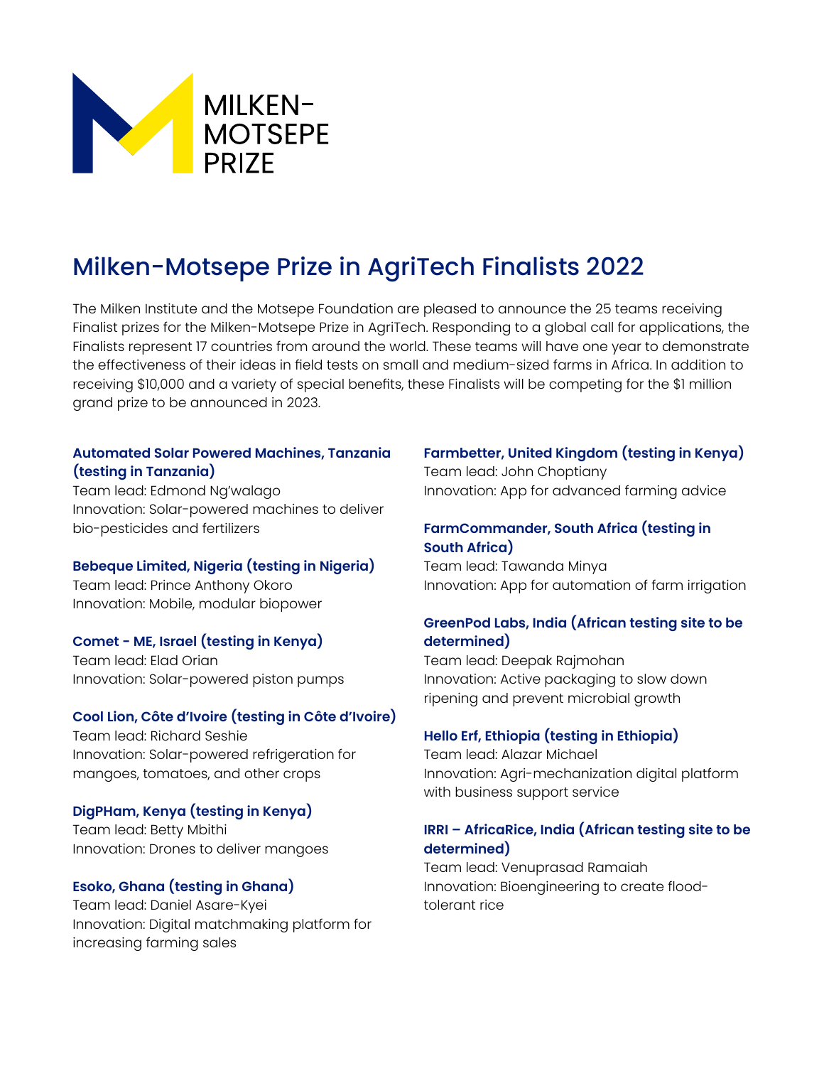MILKEN-MOTSEPE PRIZE

# Milken-Motsepe Prize in AgriTech Finalists 2022

The Milken Institute and the Motsepe Foundation are pleased to announce the 25 teams receiving Finalist prizes for the Milken-Motsepe Prize in AgriTech. Responding to a global call for applications, the Finalists represent 17 countries from around the world. These teams will have one year to demonstrate the effectiveness of their ideas in field tests on small and medium-sized farms in Africa. In addition to receiving $10,000 and a variety of special benefits, these Finalists will be competing for the $1 million grand prize to be announced in 2023.

**Automated Solar Powered Machines, Tanzania (testing in Tanzania)**
Team lead: Edmond Ng'walago
Innovation: Solar-powered machines to deliver bio-pesticides and fertilizers

**Bebeque Limited, Nigeria (testing in Nigeria)**
Team lead: Prince Anthony Okoro
Innovation: Mobile, modular biopower

**Comet - ME, Israel (testing in Kenya)**
Team lead: Elad Orian
Innovation: Solar-powered piston pumps

**Cool Lion, Côte d'Ivoire (testing in Côte d'Ivoire)**
Team lead: Richard Seshie
Innovation: Solar-powered refrigeration for mangoes, tomatoes, and other crops

**DigPHam, Kenya (testing in Kenya)**
Team lead: Betty Mbithi
Innovation: Drones to deliver mangoes

**Esoko, Ghana (testing in Ghana)**
Team lead: Daniel Asare-Kyei
Innovation: Digital matchmaking platform for increasing farming sales

**Farmbetter, United Kingdom (testing in Kenya)**
Team lead: John Choptiany
Innovation: App for advanced farming advice

**FarmCommander, South Africa (testing in South Africa)**
Team lead: Tawanda Minya
Innovation: App for automation of farm irrigation

**GreenPod Labs, India (African testing site to be determined)**
Team lead: Deepak Rajmohan
Innovation: Active packaging to slow down ripening and prevent microbial growth

**Hello Erf, Ethiopia (testing in Ethiopia)**
Team lead: Alazar Michael
Innovation: Agri-mechanization digital platform with business support service

**IRRI – AfricaRice, India (African testing site to be determined)**
Team lead: Venuprasad Ramaiah
Innovation: Bioengineering to create flood-tolerant rice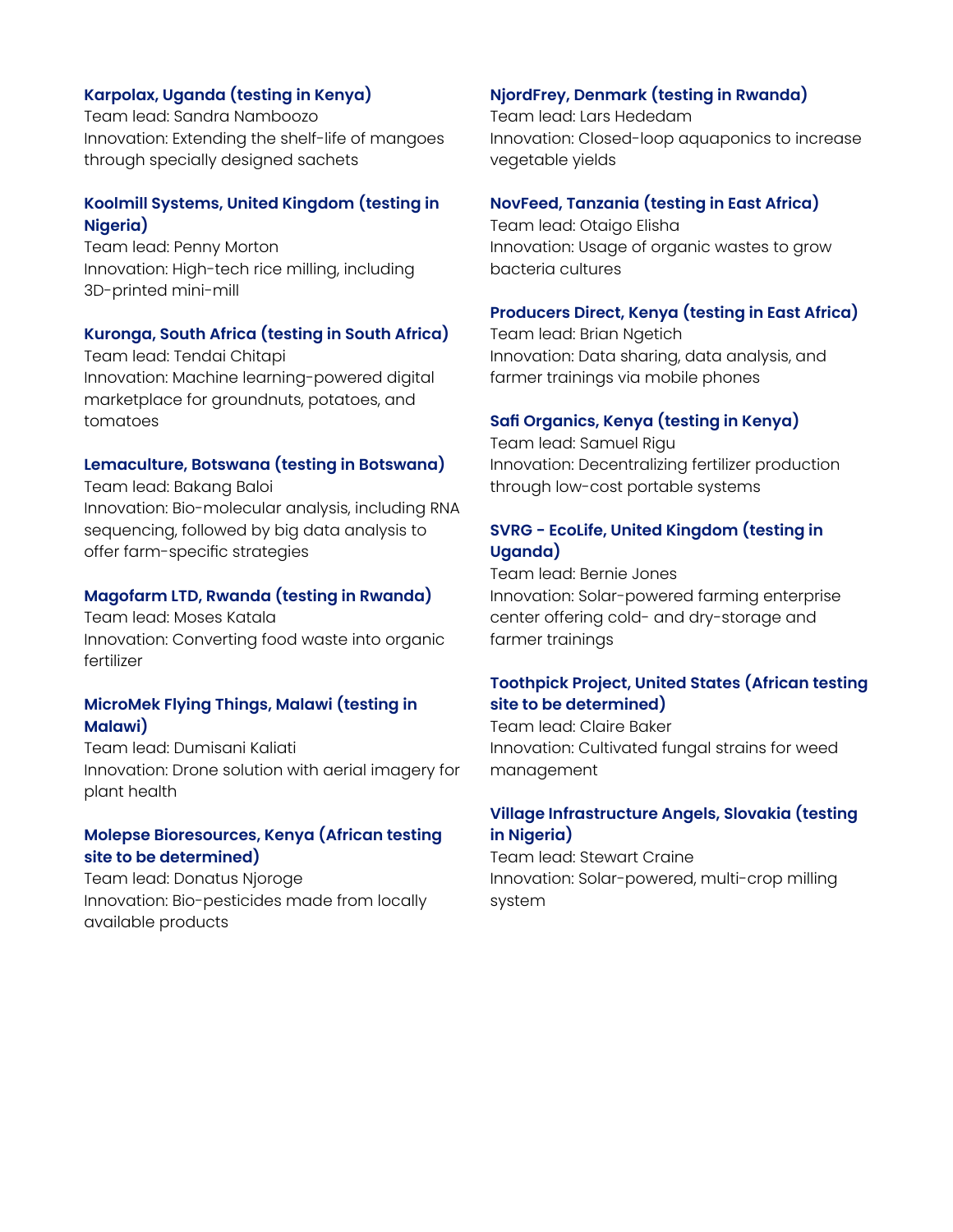**Karpolax, Uganda (testing in Kenya)**
Team lead: Sandra Namboozo
Innovation: Extending the shelf-life of mangoes through specially designed sachets

**Koolmill Systems, United Kingdom (testing in Nigeria)**
Team lead: Penny Morton
Innovation: High-tech rice milling, including 3D-printed mini-mill

**Kuronga, South Africa (testing in South Africa)**
Team lead: Tendai Chitapi
Innovation: Machine learning-powered digital marketplace for groundnuts, potatoes, and tomatoes

**Lemaculture, Botswana (testing in Botswana)**
Team lead: Bakang Baloi
Innovation: Bio-molecular analysis, including RNA sequencing, followed by big data analysis to offer farm-specific strategies

**Magofarm LTD, Rwanda (testing in Rwanda)**
Team lead: Moses Katala
Innovation: Converting food waste into organic fertilizer

**MicroMek Flying Things, Malawi (testing in Malawi)**
Team lead: Dumisani Kaliati
Innovation: Drone solution with aerial imagery for plant health

**Molepse Bioresources, Kenya (African testing site to be determined)**
Team lead: Donatus Njoroge
Innovation: Bio-pesticides made from locally available products

**NjordFrey, Denmark (testing in Rwanda)**
Team lead: Lars Hededam
Innovation: Closed-loop aquaponics to increase vegetable yields

**NovFeed, Tanzania (testing in East Africa)**
Team lead: Otaigo Elisha
Innovation: Usage of organic wastes to grow bacteria cultures

**Producers Direct, Kenya (testing in East Africa)**
Team lead: Brian Ngetich
Innovation: Data sharing, data analysis, and farmer trainings via mobile phones

**Safi Organics, Kenya (testing in Kenya)**
Team lead: Samuel Rigu
Innovation: Decentralizing fertilizer production through low-cost portable systems

**SVRG - EcoLife, United Kingdom (testing in Uganda)**
Team lead: Bernie Jones
Innovation: Solar-powered farming enterprise center offering cold- and dry-storage and farmer trainings

**Toothpick Project, United States (African testing site to be determined)**
Team lead: Claire Baker
Innovation: Cultivated fungal strains for weed management

**Village Infrastructure Angels, Slovakia (testing in Nigeria)**
Team lead: Stewart Craine
Innovation: Solar-powered, multi-crop milling system